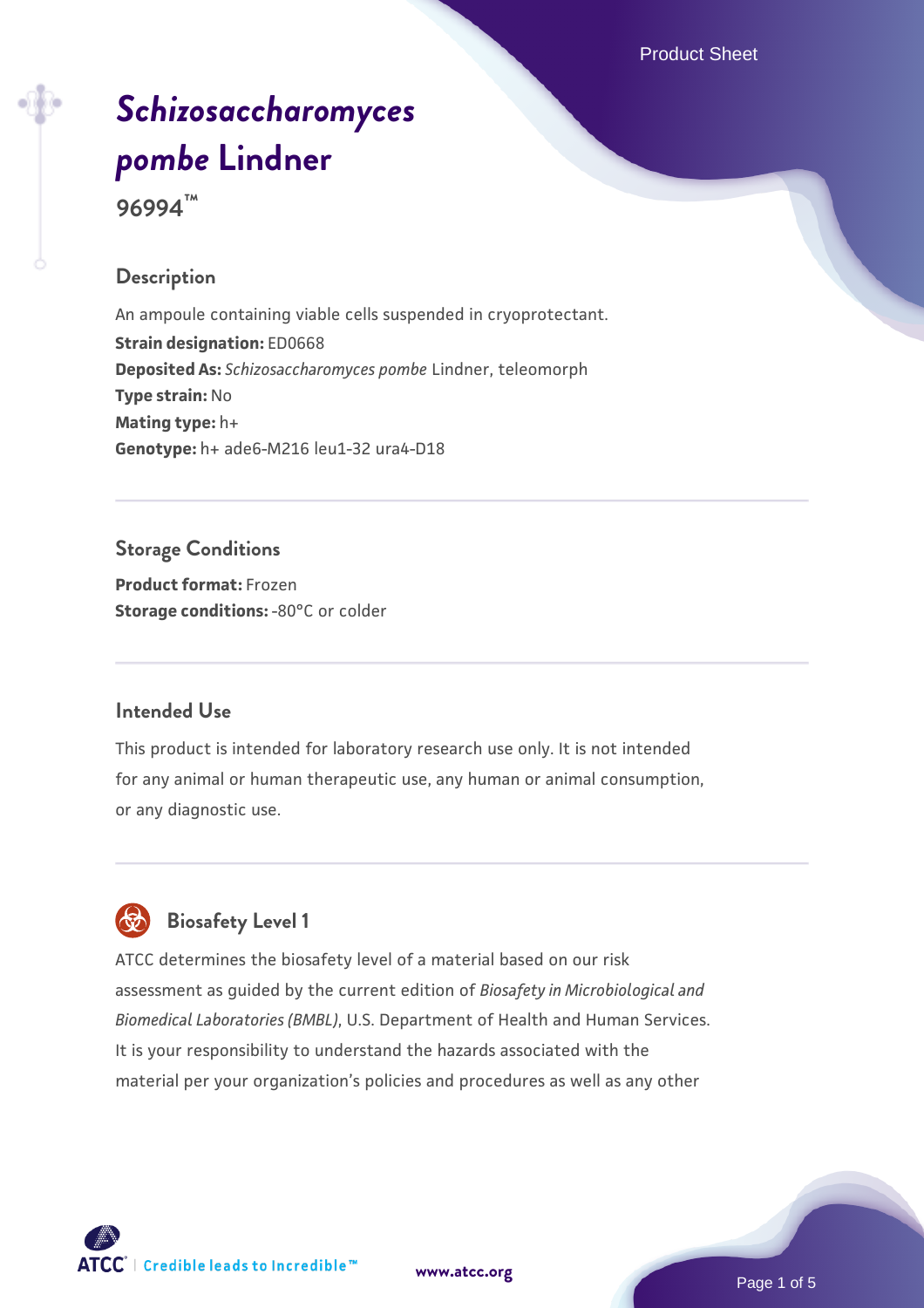# *Schizosaccharomyces pombe* Lindner

**96994™**

## Description

An ampoule containing viable cells suspended in cryoprotectant.

**Strain designation:** ED0668

**Deposited As:** *Schizosaccharomyces pombe* Lindner, teleomorph

**Type strain:** No

**Mating type:** h+

**Genotype:** h+ ade6-M216 leu1-32 ura4-D18

## Storage Conditions

**Product format:** Frozen

**Storage conditions:** -80°C or colder

## Intended Use

This product is intended for laboratory research use only. It is not intended for any animal or human therapeutic use, any human or animal consumption, or any diagnostic use.

## Biosafety Level 1

ATCC determines the biosafety level of a material based on our risk assessment as guided by the current edition of *Biosafety in Microbiological and Biomedical Laboratories (BMBL)*, U.S. Department of Health and Human Services. It is your responsibility to understand the hazards associated with the material per your organization's policies and procedures as well as any other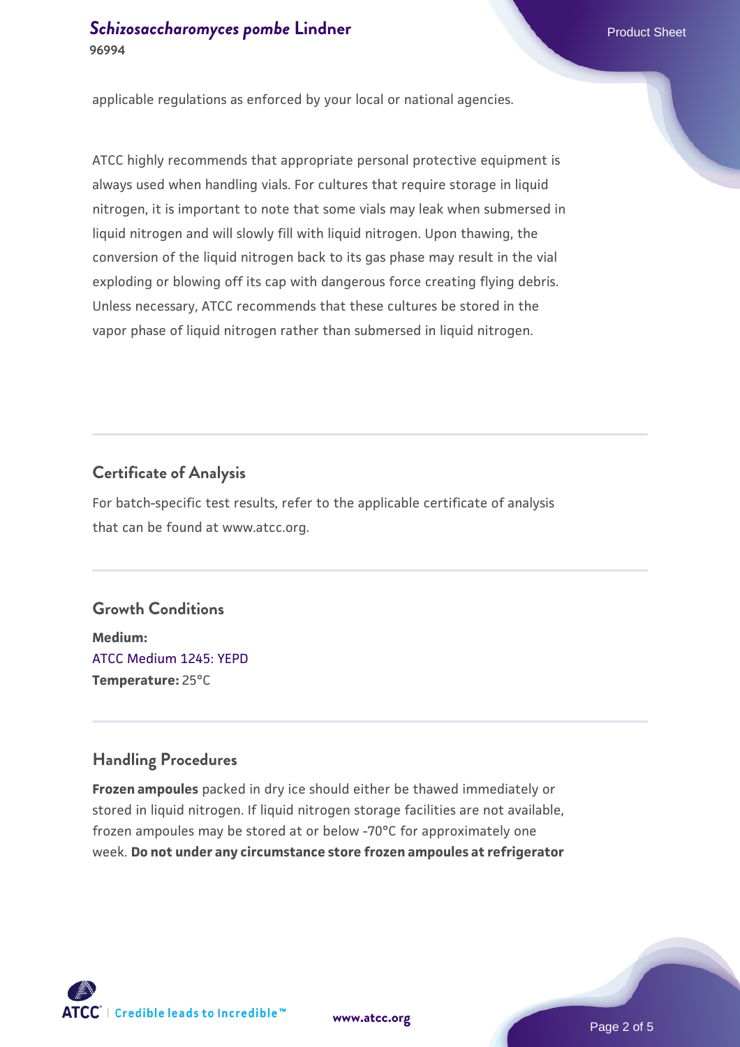applicable regulations as enforced by your local or national agencies.

ATCC highly recommends that appropriate personal protective equipment is always used when handling vials. For cultures that require storage in liquid nitrogen, it is important to note that some vials may leak when submersed in liquid nitrogen and will slowly fill with liquid nitrogen. Upon thawing, the conversion of the liquid nitrogen back to its gas phase may result in the vial exploding or blowing off its cap with dangerous force creating flying debris. Unless necessary, ATCC recommends that these cultures be stored in the vapor phase of liquid nitrogen rather than submersed in liquid nitrogen.

## Certificate of Analysis

For batch-specific test results, refer to the applicable certificate of analysis that can be found at www.atcc.org.

## Growth Conditions

**Medium:**
ATCC Medium 1245: YEPD
**Temperature:** 25°C

## Handling Procedures

**Frozen ampoules** packed in dry ice should either be thawed immediately or stored in liquid nitrogen. If liquid nitrogen storage facilities are not available, frozen ampoules may be stored at or below -70°C for approximately one week. **Do not under any circumstance store frozen ampoules at refrigerator**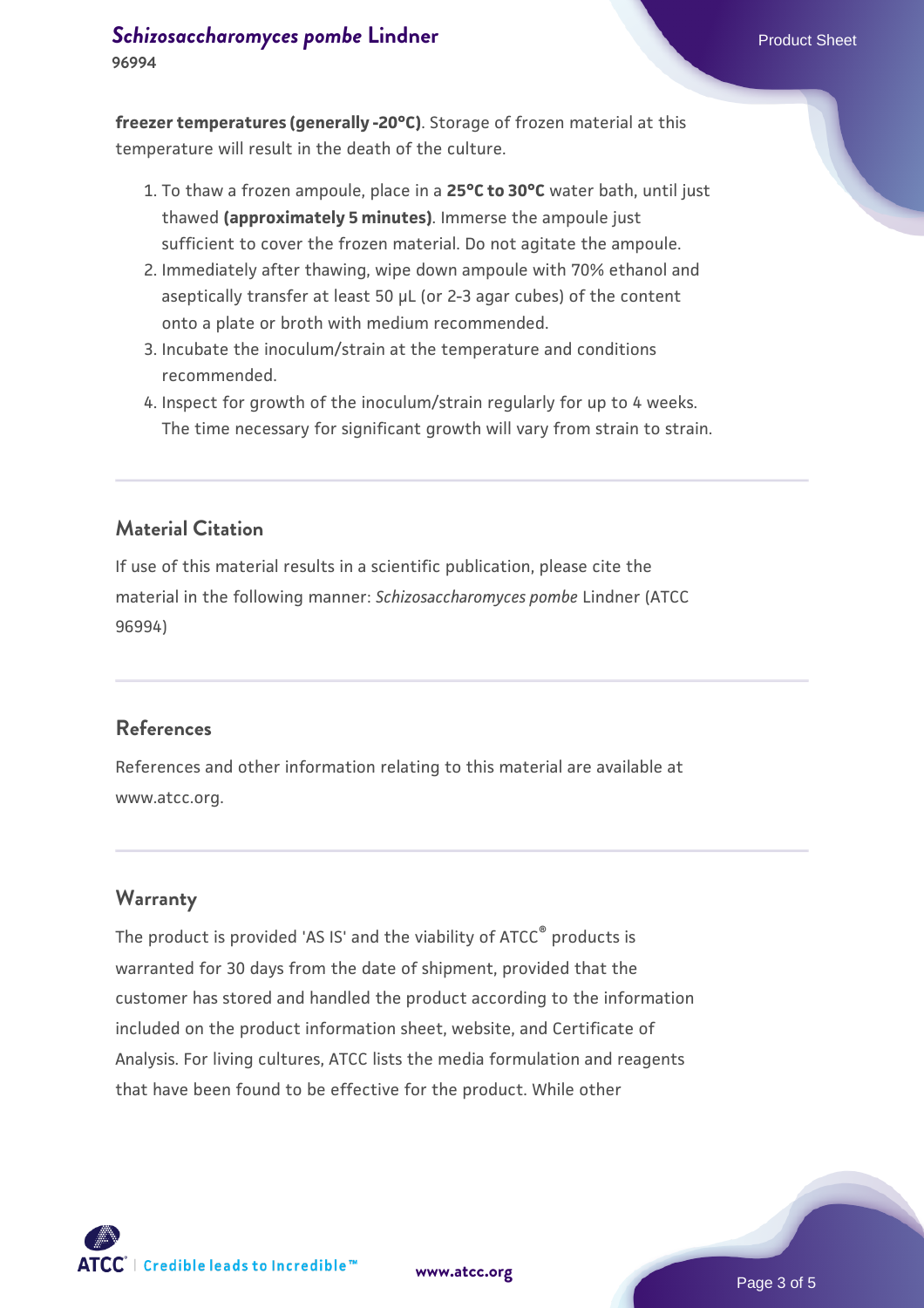**freezer temperatures (generally -20°C)**. Storage of frozen material at this temperature will result in the death of the culture.

1. To thaw a frozen ampoule, place in a **25°C to 30°C** water bath, until just thawed **(approximately 5 minutes)**. Immerse the ampoule just sufficient to cover the frozen material. Do not agitate the ampoule.
2. Immediately after thawing, wipe down ampoule with 70% ethanol and aseptically transfer at least 50 µL (or 2-3 agar cubes) of the content onto a plate or broth with medium recommended.
3. Incubate the inoculum/strain at the temperature and conditions recommended.
4. Inspect for growth of the inoculum/strain regularly for up to 4 weeks. The time necessary for significant growth will vary from strain to strain.

## Material Citation

If use of this material results in a scientific publication, please cite the material in the following manner: *Schizosaccharomyces pombe* Lindner (ATCC 96994)

## References

References and other information relating to this material are available at www.atcc.org.

## Warranty

The product is provided 'AS IS' and the viability of ATCC® products is warranted for 30 days from the date of shipment, provided that the customer has stored and handled the product according to the information included on the product information sheet, website, and Certificate of Analysis. For living cultures, ATCC lists the media formulation and reagents that have been found to be effective for the product. While other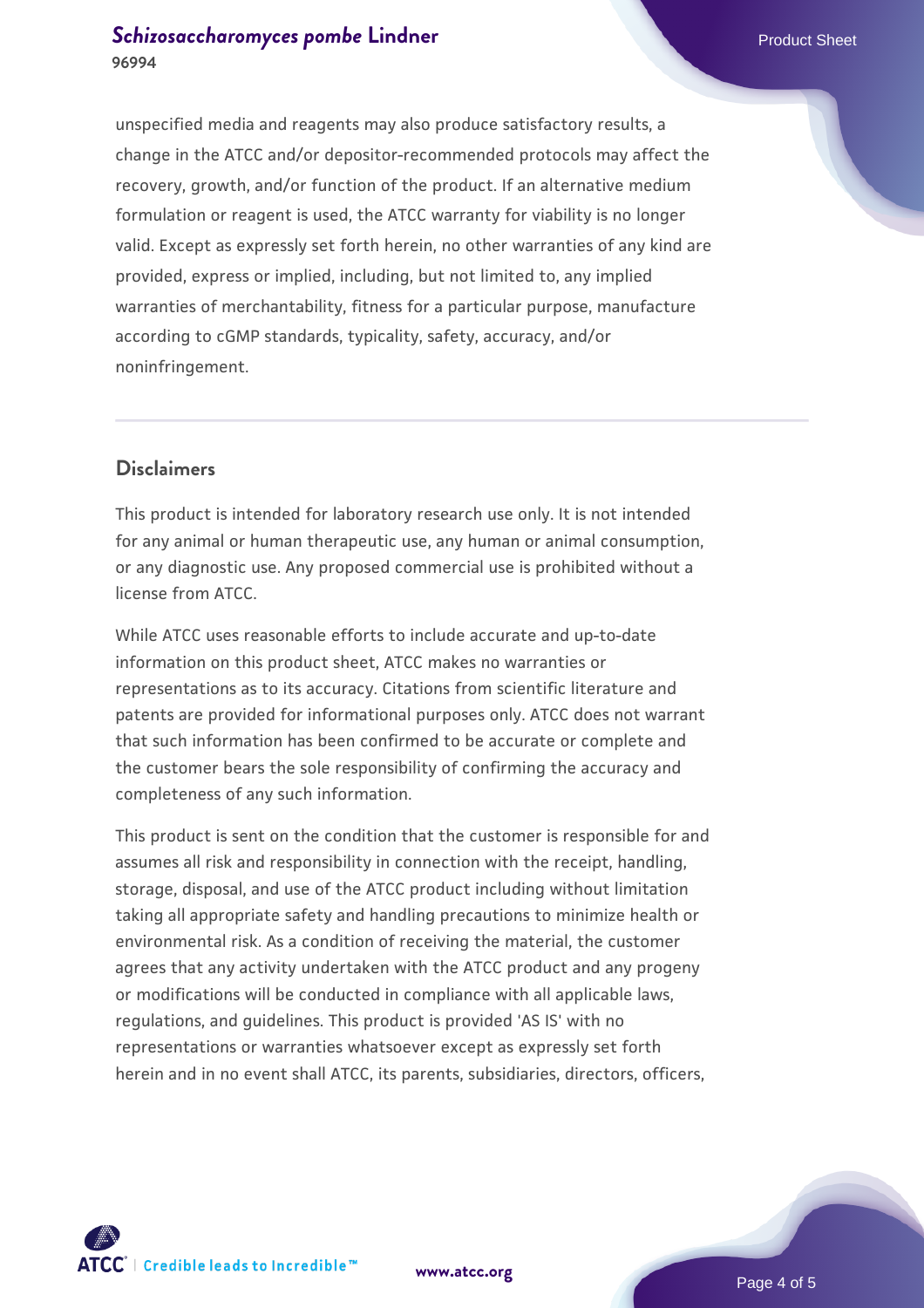unspecified media and reagents may also produce satisfactory results, a change in the ATCC and/or depositor-recommended protocols may affect the recovery, growth, and/or function of the product. If an alternative medium formulation or reagent is used, the ATCC warranty for viability is no longer valid. Except as expressly set forth herein, no other warranties of any kind are provided, express or implied, including, but not limited to, any implied warranties of merchantability, fitness for a particular purpose, manufacture according to cGMP standards, typicality, safety, accuracy, and/or noninfringement.

## Disclaimers

This product is intended for laboratory research use only. It is not intended for any animal or human therapeutic use, any human or animal consumption, or any diagnostic use. Any proposed commercial use is prohibited without a license from ATCC.

While ATCC uses reasonable efforts to include accurate and up-to-date information on this product sheet, ATCC makes no warranties or representations as to its accuracy. Citations from scientific literature and patents are provided for informational purposes only. ATCC does not warrant that such information has been confirmed to be accurate or complete and the customer bears the sole responsibility of confirming the accuracy and completeness of any such information.

This product is sent on the condition that the customer is responsible for and assumes all risk and responsibility in connection with the receipt, handling, storage, disposal, and use of the ATCC product including without limitation taking all appropriate safety and handling precautions to minimize health or environmental risk. As a condition of receiving the material, the customer agrees that any activity undertaken with the ATCC product and any progeny or modifications will be conducted in compliance with all applicable laws, regulations, and guidelines. This product is provided 'AS IS' with no representations or warranties whatsoever except as expressly set forth herein and in no event shall ATCC, its parents, subsidiaries, directors, officers,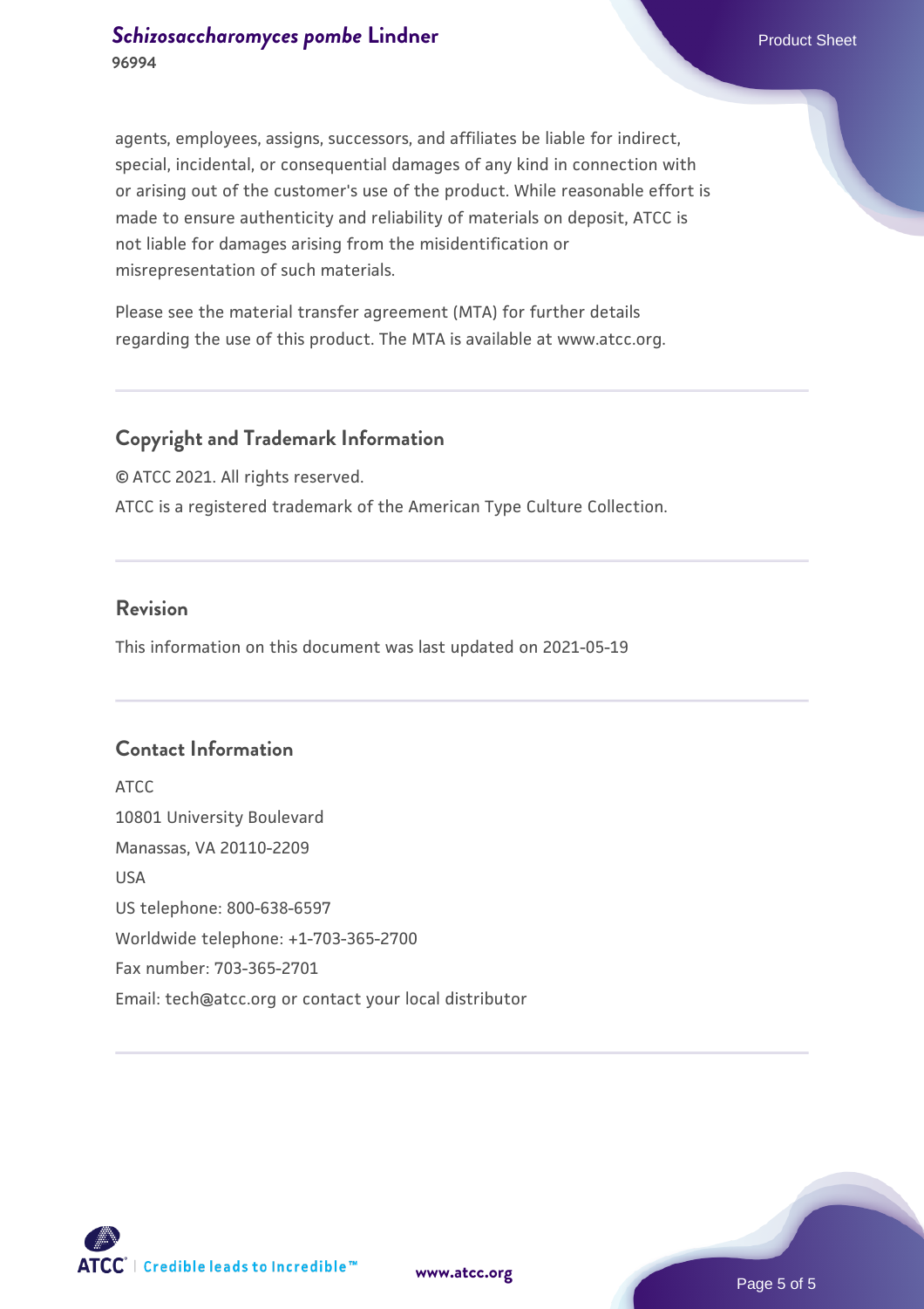agents, employees, assigns, successors, and affiliates be liable for indirect, special, incidental, or consequential damages of any kind in connection with or arising out of the customer's use of the product. While reasonable effort is made to ensure authenticity and reliability of materials on deposit, ATCC is not liable for damages arising from the misidentification or misrepresentation of such materials.

Please see the material transfer agreement (MTA) for further details regarding the use of this product. The MTA is available at www.atcc.org.

## Copyright and Trademark Information

© ATCC 2021. All rights reserved.

ATCC is a registered trademark of the American Type Culture Collection.

## Revision

This information on this document was last updated on 2021-05-19

## Contact Information

ATCC
10801 University Boulevard
Manassas, VA 20110-2209
USA
US telephone: 800-638-6597
Worldwide telephone: +1-703-365-2700
Fax number: 703-365-2701
Email: tech@atcc.org or contact your local distributor